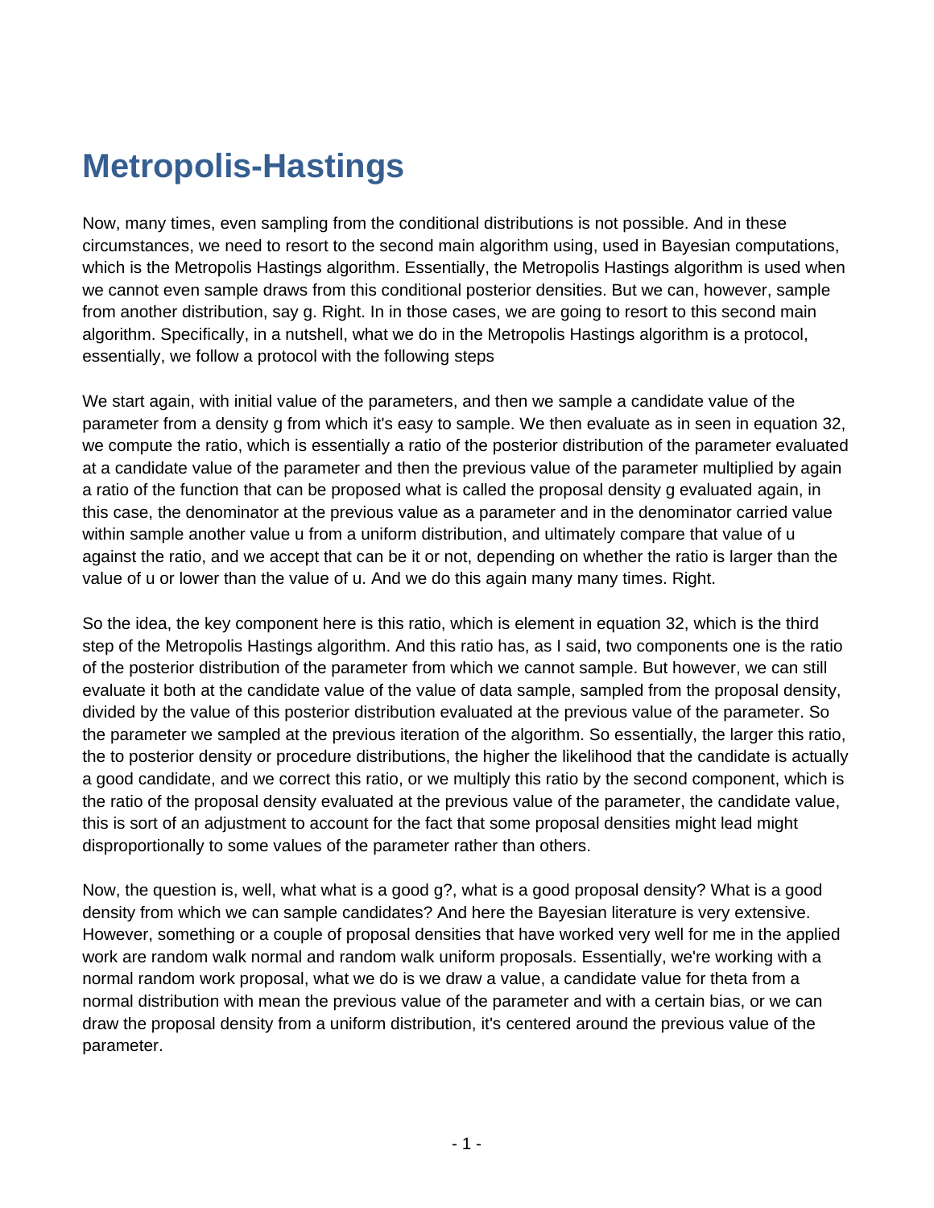# Metropolis-Hastings

Now, many times, even sampling from the conditional distributions is not possible. And in these circumstances, we need to resort to the second main algorithm using, used in Bayesian computations, which is the Metropolis Hastings algorithm. Essentially, the Metropolis Hastings algorithm is used when we cannot even sample draws from this conditional posterior densities. But we can, however, sample from another distribution, say g. Right. In in those cases, we are going to resort to this second main algorithm. Specifically, in a nutshell, what we do in the Metropolis Hastings algorithm is a protocol, essentially, we follow a protocol with the following steps

We start again, with initial value of the parameters, and then we sample a candidate value of the parameter from a density g from which it's easy to sample. We then evaluate as in seen in equation 32, we compute the ratio, which is essentially a ratio of the posterior distribution of the parameter evaluated at a candidate value of the parameter and then the previous value of the parameter multiplied by again a ratio of the function that can be proposed what is called the proposal density g evaluated again, in this case, the denominator at the previous value as a parameter and in the denominator carried value within sample another value u from a uniform distribution, and ultimately compare that value of u against the ratio, and we accept that can be it or not, depending on whether the ratio is larger than the value of u or lower than the value of u. And we do this again many many times. Right.

So the idea, the key component here is this ratio, which is element in equation 32, which is the third step of the Metropolis Hastings algorithm. And this ratio has, as I said, two components one is the ratio of the posterior distribution of the parameter from which we cannot sample. But however, we can still evaluate it both at the candidate value of the value of data sample, sampled from the proposal density, divided by the value of this posterior distribution evaluated at the previous value of the parameter. So the parameter we sampled at the previous iteration of the algorithm. So essentially, the larger this ratio, the to posterior density or procedure distributions, the higher the likelihood that the candidate is actually a good candidate, and we correct this ratio, or we multiply this ratio by the second component, which is the ratio of the proposal density evaluated at the previous value of the parameter, the candidate value, this is sort of an adjustment to account for the fact that some proposal densities might lead might disproportionally to some values of the parameter rather than others.

Now, the question is, well, what what is a good g?, what is a good proposal density? What is a good density from which we can sample candidates? And here the Bayesian literature is very extensive. However, something or a couple of proposal densities that have worked very well for me in the applied work are random walk normal and random walk uniform proposals. Essentially, we're working with a normal random work proposal, what we do is we draw a value, a candidate value for theta from a normal distribution with mean the previous value of the parameter and with a certain bias, or we can draw the proposal density from a uniform distribution, it's centered around the previous value of the parameter.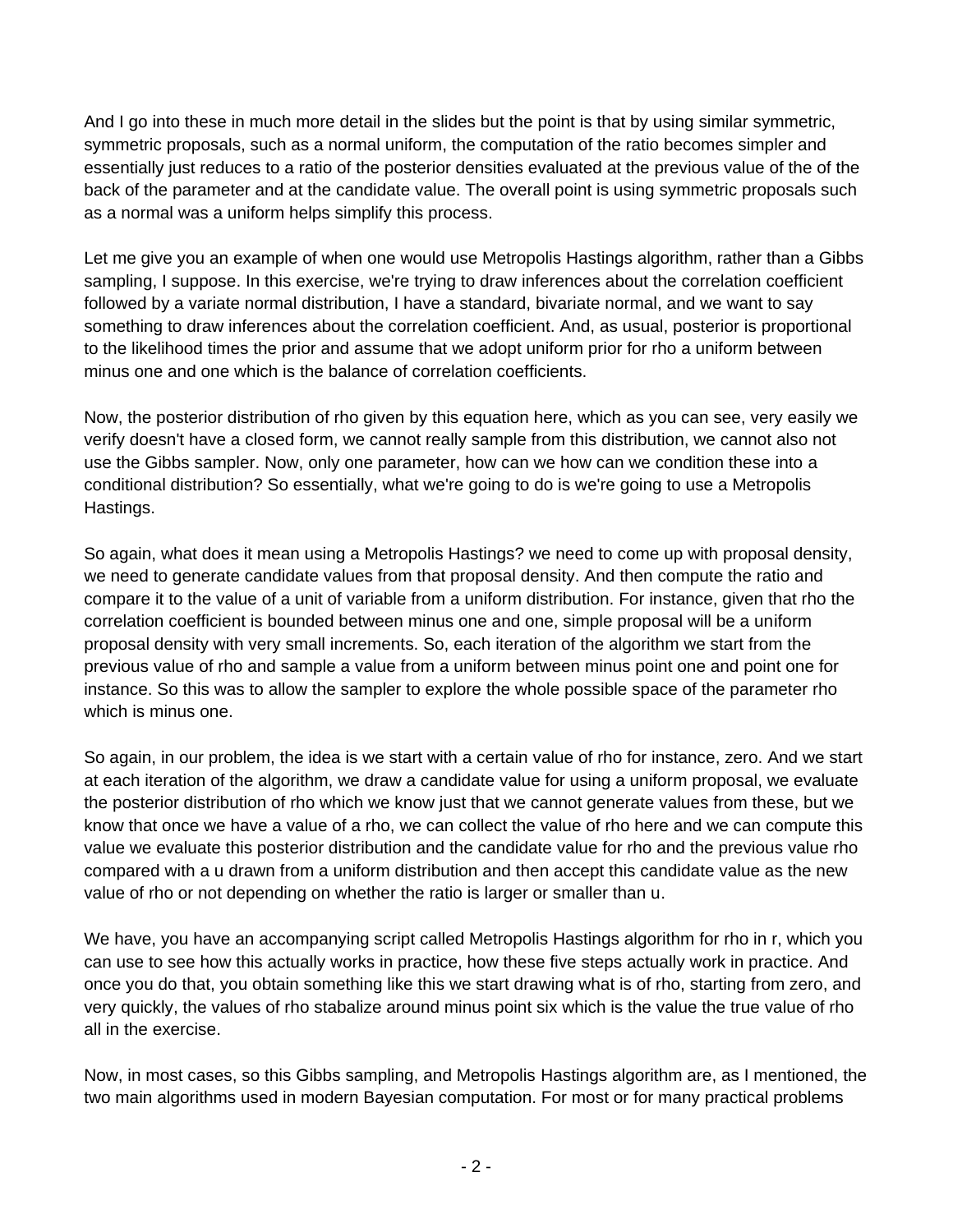And I go into these in much more detail in the slides but the point is that by using similar symmetric, symmetric proposals, such as a normal uniform, the computation of the ratio becomes simpler and essentially just reduces to a ratio of the posterior densities evaluated at the previous value of the of the back of the parameter and at the candidate value. The overall point is using symmetric proposals such as a normal was a uniform helps simplify this process.

Let me give you an example of when one would use Metropolis Hastings algorithm, rather than a Gibbs sampling, I suppose. In this exercise, we're trying to draw inferences about the correlation coefficient followed by a variate normal distribution, I have a standard, bivariate normal, and we want to say something to draw inferences about the correlation coefficient. And, as usual, posterior is proportional to the likelihood times the prior and assume that we adopt uniform prior for rho a uniform between minus one and one which is the balance of correlation coefficients.

Now, the posterior distribution of rho given by this equation here, which as you can see, very easily we verify doesn't have a closed form, we cannot really sample from this distribution, we cannot also not use the Gibbs sampler. Now, only one parameter, how can we how can we condition these into a conditional distribution? So essentially, what we're going to do is we're going to use a Metropolis Hastings.

So again, what does it mean using a Metropolis Hastings? we need to come up with proposal density, we need to generate candidate values from that proposal density. And then compute the ratio and compare it to the value of a unit of variable from a uniform distribution. For instance, given that rho the correlation coefficient is bounded between minus one and one, simple proposal will be a uniform proposal density with very small increments. So, each iteration of the algorithm we start from the previous value of rho and sample a value from a uniform between minus point one and point one for instance. So this was to allow the sampler to explore the whole possible space of the parameter rho which is minus one.

So again, in our problem, the idea is we start with a certain value of rho for instance, zero. And we start at each iteration of the algorithm, we draw a candidate value for using a uniform proposal, we evaluate the posterior distribution of rho which we know just that we cannot generate values from these, but we know that once we have a value of a rho, we can collect the value of rho here and we can compute this value we evaluate this posterior distribution and the candidate value for rho and the previous value rho compared with a u drawn from a uniform distribution and then accept this candidate value as the new value of rho or not depending on whether the ratio is larger or smaller than u.

We have, you have an accompanying script called Metropolis Hastings algorithm for rho in r, which you can use to see how this actually works in practice, how these five steps actually work in practice. And once you do that, you obtain something like this we start drawing what is of rho, starting from zero, and very quickly, the values of rho stabalize around minus point six which is the value the true value of rho all in the exercise.

Now, in most cases, so this Gibbs sampling, and Metropolis Hastings algorithm are, as I mentioned, the two main algorithms used in modern Bayesian computation. For most or for many practical problems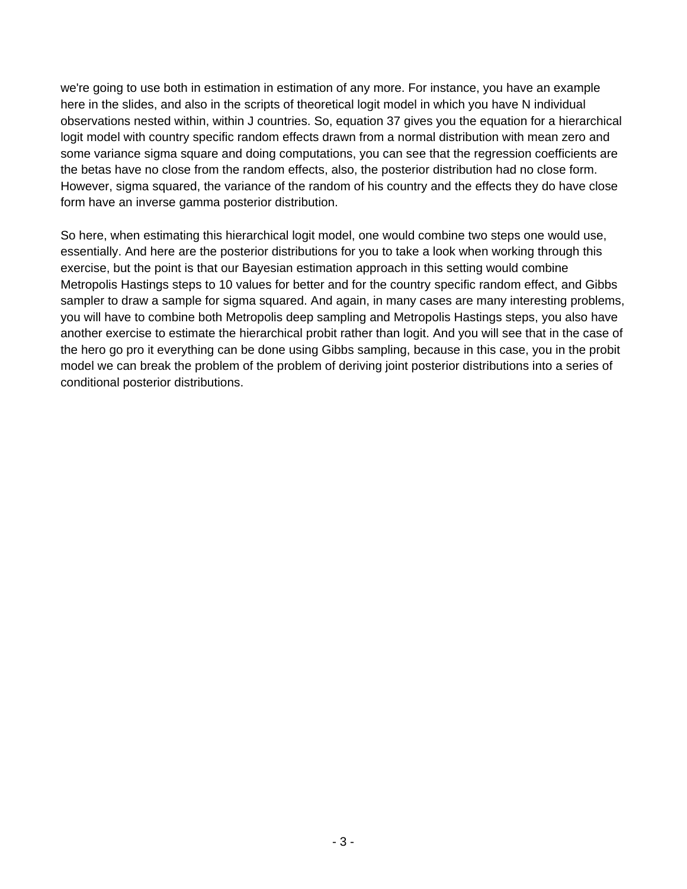we're going to use both in estimation in estimation of any more. For instance, you have an example here in the slides, and also in the scripts of theoretical logit model in which you have N individual observations nested within, within J countries. So, equation 37 gives you the equation for a hierarchical logit model with country specific random effects drawn from a normal distribution with mean zero and some variance sigma square and doing computations, you can see that the regression coefficients are the betas have no close from the random effects, also, the posterior distribution had no close form. However, sigma squared, the variance of the random of his country and the effects they do have close form have an inverse gamma posterior distribution.

So here, when estimating this hierarchical logit model, one would combine two steps one would use, essentially. And here are the posterior distributions for you to take a look when working through this exercise, but the point is that our Bayesian estimation approach in this setting would combine Metropolis Hastings steps to 10 values for better and for the country specific random effect, and Gibbs sampler to draw a sample for sigma squared. And again, in many cases are many interesting problems, you will have to combine both Metropolis deep sampling and Metropolis Hastings steps, you also have another exercise to estimate the hierarchical probit rather than logit. And you will see that in the case of the hero go pro it everything can be done using Gibbs sampling, because in this case, you in the probit model we can break the problem of the problem of deriving joint posterior distributions into a series of conditional posterior distributions.